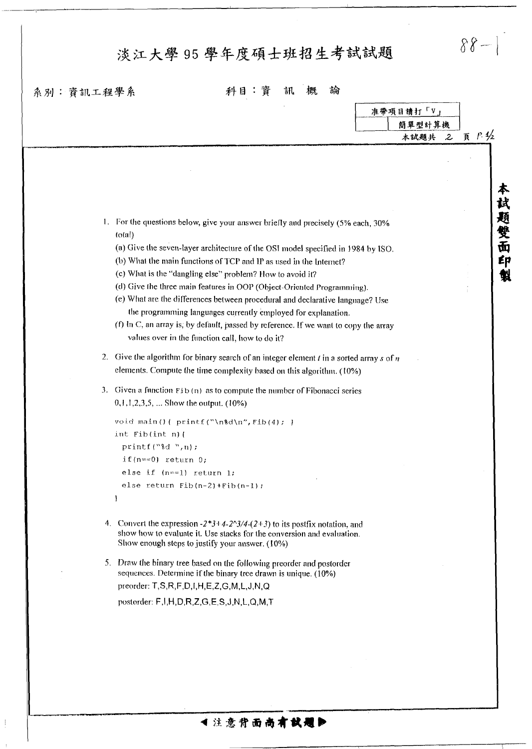# 淡江大學 95 學年度碩士班招生考試試題

系別：資訊工程學系　　　　科目：資 訊 概 論

| 准帶項目請打「V」 | |
|---|---|
| | 簡單型計算機 |

本試題共 2 頁

本試題雙面印製

1. For the questions below, give your answer briefly and precisely (5% each, 30% total)
   (a) Give the seven-layer architecture of the OSI model specified in 1984 by ISO.
   (b) What the main functions of TCP and IP as used in the Internet?
   (c) What is the "dangling else" problem? How to avoid it?
   (d) Give the three main features in OOP (Object-Oriented Programming).
   (e) What are the differences between procedural and declarative language? Use the programming languages currently employed for explanation.
   (f) In C, an array is, by default, passed by reference. If we want to copy the array values over in the function call, how to do it?

2. Give the algorithm for binary search of an integer element $t$ in a sorted array $s$ of $n$ elements. Compute the time complexity based on this algorithm. (10%)

3. Given a function `Fib(n)` as to compute the number of Fibonacci series 0,1,1,2,3,5, ... Show the output. (10%)

```
void main(){ printf("\n%d\n",Fib(4); }
int Fib(int n){
  printf("%d ",n);
  if(n==0) return 0;
  else if (n==1) return 1;
  else return Fib(n-2)+Fib(n-1);
}
```

4. Convert the expression $-2*3+4-2\text{^}3/4-(2+3)$ to its postfix notation, and show how to evaluate it. Use stacks for the conversion and evaluation. Show enough steps to justify your answer. (10%)

5. Draw the binary tree based on the following preorder and postorder sequences. Determine if the binary tree drawn is unique. (10%)
   preorder: T,S,R,F,D,I,H,E,Z,G,M,L,J,N,Q
   postorder: F,I,H,D,R,Z,G,E,S,J,N,L,Q,M,T

◀ 注意背面尚有試題 ▶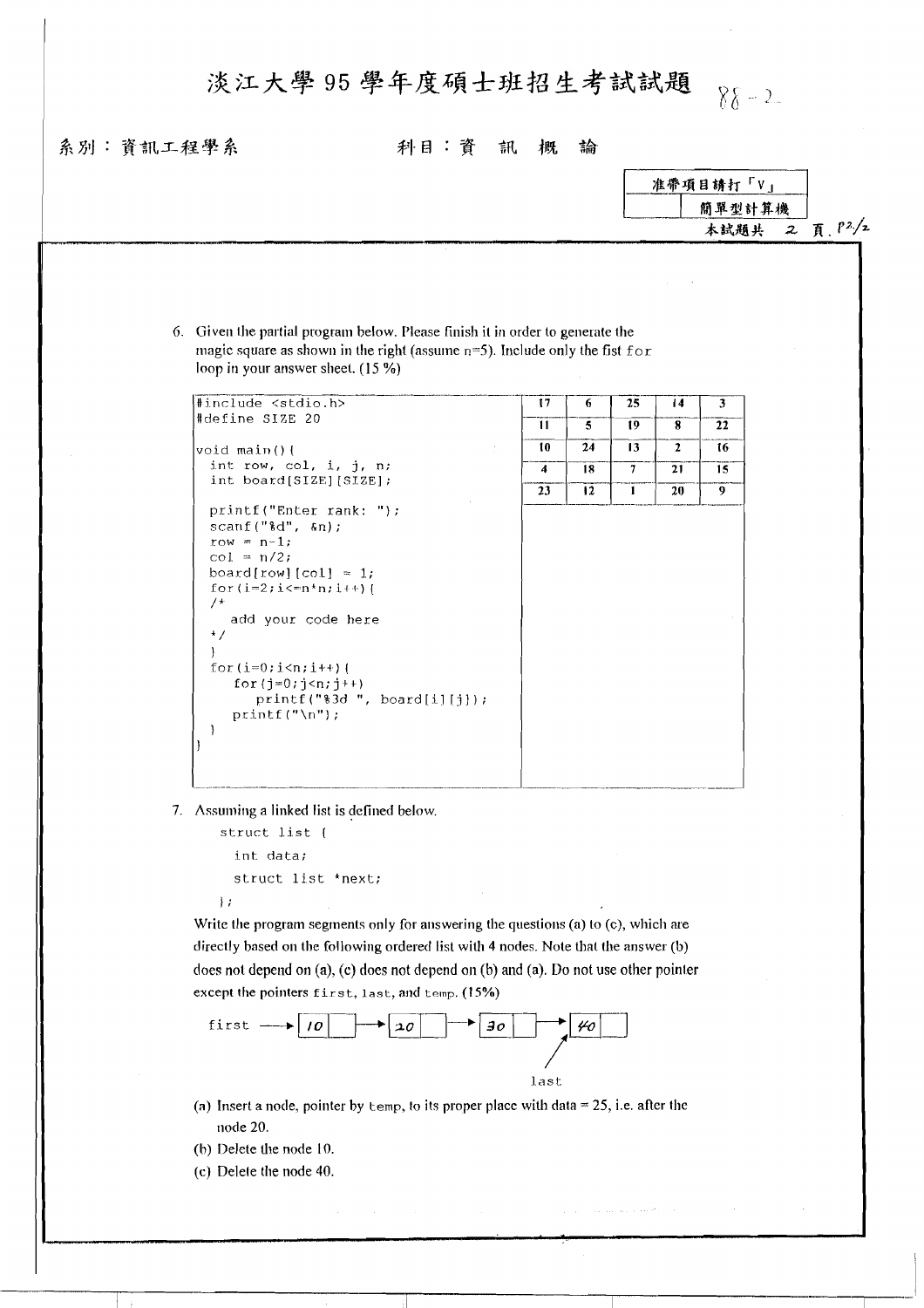# 淡江大學 95 學年度碩士班招生考試試題

系別：資訊工程學系　　　　科目：資 訊 概 論

| 准帶項目請打「V」 | |
|---|---|
| | 簡單型計算機 |

本試題共 2 頁

6. Given the partial program below. Please finish it in order to generate the magic square as shown in the right (assume n=5). Include only the fist `for` loop in your answer sheet. (15 %)

```
#include <stdio.h>
#define SIZE 20

void main(){
  int row, col, i, j, n;
  int board[SIZE][SIZE];

  printf("Enter rank: ");
  scanf("%d", &n);
  row = n-1;
  col = n/2;
  board[row][col] = 1;
  for(i=2;i<=n*n;i++){
  /*
     add your code here
  */
  }
  for(i=0;i<n;i++){
     for(j=0;j<n;j++)
        printf("%3d ", board[i][j]);
     printf("\n");
  }
}
```

| | | | | |
|---|---|---|---|---|
| 17 | 6 | 25 | 14 | 3 |
| 11 | 5 | 19 | 8 | 22 |
| 10 | 24 | 13 | 2 | 16 |
| 4 | 18 | 7 | 21 | 15 |
| 23 | 12 | 1 | 20 | 9 |

7. Assuming a linked list is defined below.

```
struct list {
  int data;
  struct list *next;
};
```

Write the program segments only for answering the questions (a) to (c), which are directly based on the following ordered list with 4 nodes. Note that the answer (b) does not depend on (a), (c) does not depend on (b) and (a). Do not use other pointer except the pointers `first`, `last`, and `temp`. (15%)

```
first ──▶ [10| ]──▶[20| ]──▶[30| ]──▶[40| ]
                                       ↑
                                      last
```

(a) Insert a node, pointer by `temp`, to its proper place with data = 25, i.e. after the node 20.

(b) Delete the node 10.

(c) Delete the node 40.